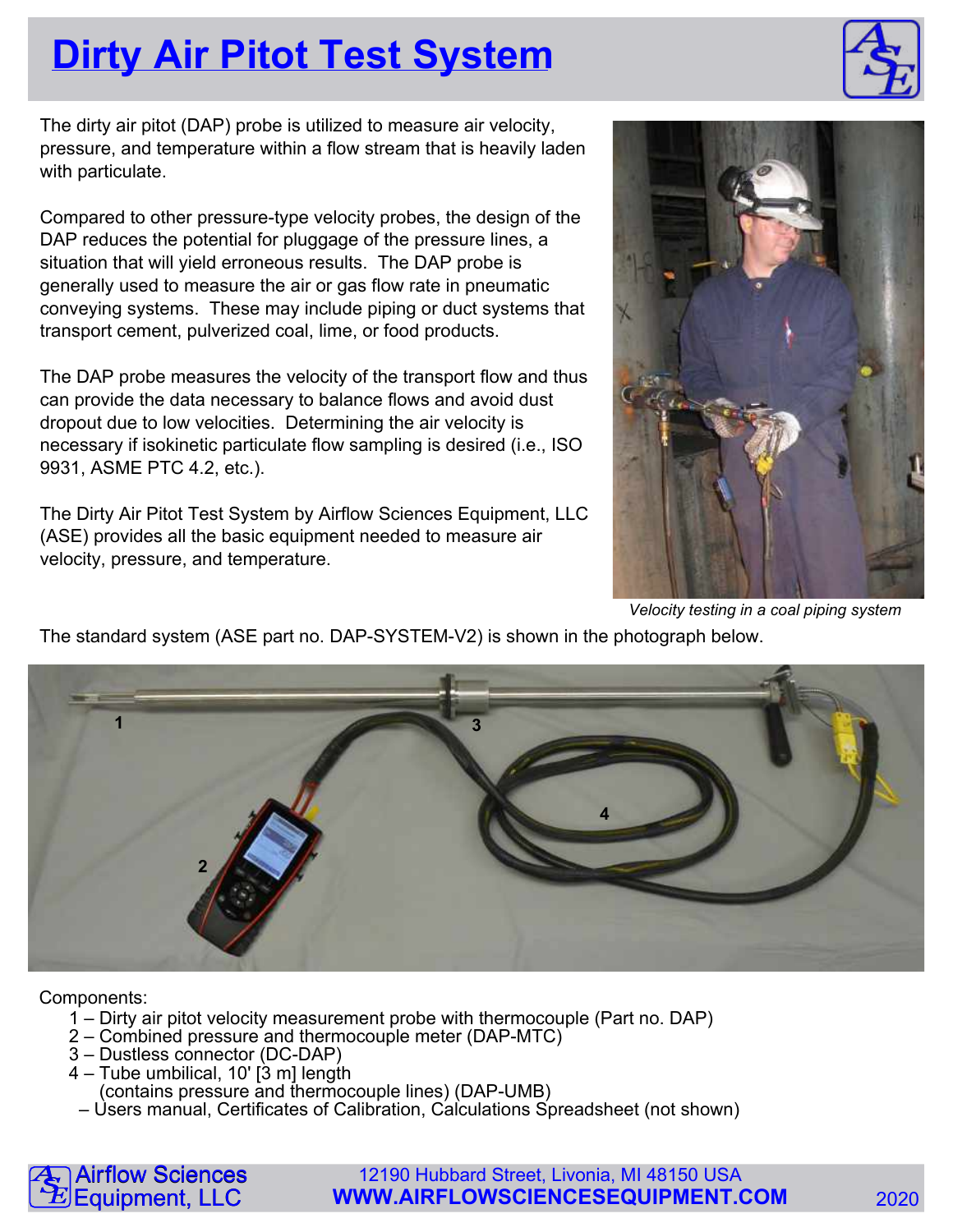# Dirty Air Pitot Test System

The dirty air pitot (DAP) probe is utilized to measure air velocity, pressure, and temperature within a flow stream that is heavily laden with particulate.

Compared to other pressure-type velocity probes, the design of the DAP reduces the potential for pluggage of the pressure lines, a situation that will yield erroneous results. The DAP probe is generally used to measure the air or gas flow rate in pneumatic conveying systems. These may include piping or duct systems that transport cement, pulverized coal, lime, or food products.

The DAP probe measures the velocity of the transport flow and thus can provide the data necessary to balance flows and avoid dust dropout due to low velocities. Determining the air velocity is necessary if isokinetic particulate flow sampling is desired (i.e., ISO 9931, ASME PTC 4.2, etc.).

The Dirty Air Pitot Test System by Airflow Sciences Equipment, LLC (ASE) provides all the basic equipment needed to measure air velocity, pressure, and temperature.

*Velocity testing in a coal piping system*

The standard system (ASE part no. DAP-SYSTEM-V2) is shown in the photograph below.

Components:

1 – Dirty air pitot velocity measurement probe with thermocouple (Part no. DAP)
2 – Combined pressure and thermocouple meter (DAP-MTC)
3 – Dustless connector (DC-DAP)
4 – Tube umbilical, 10' [3 m] length
 (contains pressure and thermocouple lines) (DAP-UMB)
– Users manual, Certificates of Calibration, Calculations Spreadsheet (not shown)

Airflow Sciences Equipment, LLC
12190 Hubbard Street, Livonia, MI 48150 USA
WWW.AIRFLOWSCIENCESEQUIPMENT.COM
2020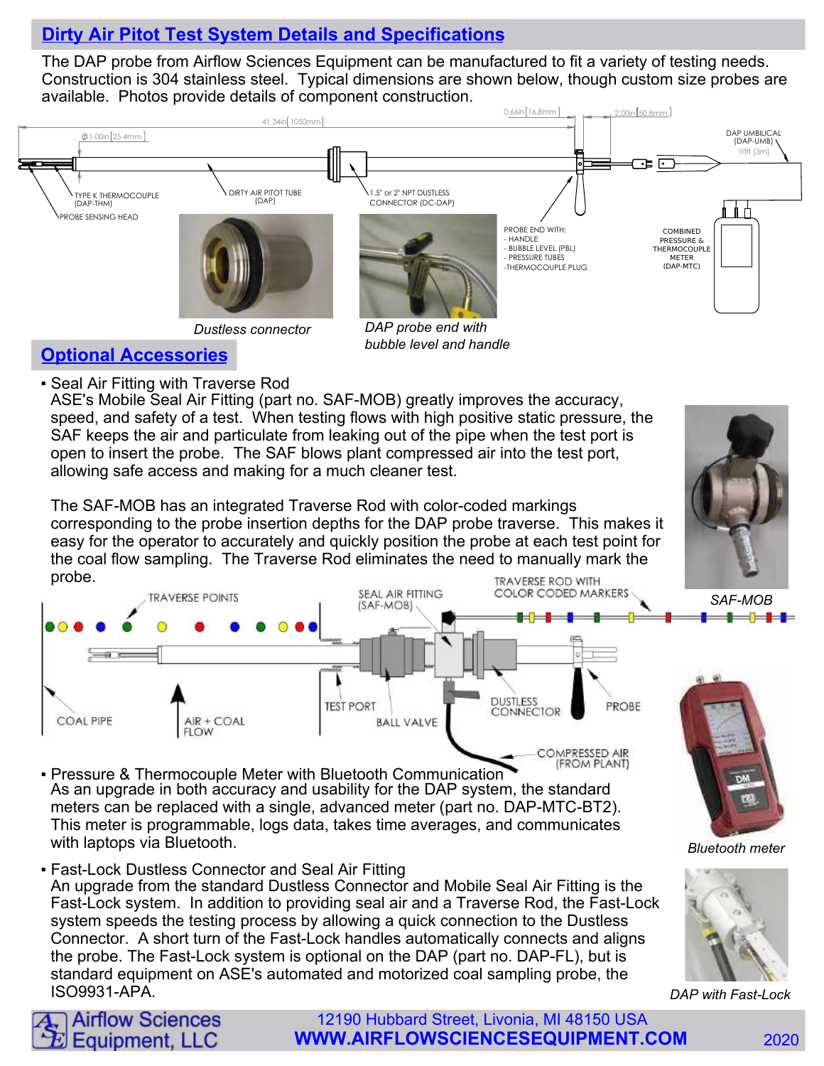## Dirty Air Pitot Test System Details and Specifications

The DAP probe from Airflow Sciences Equipment can be manufactured to fit a variety of testing needs. Construction is 304 stainless steel. Typical dimensions are shown below, though custom size probes are available. Photos provide details of component construction.

41.34in [1050mm]
Ø1.00in [25.4mm]
0.66in [16.8mm]
2.00in [50.8mm]
DAP UMBILICAL (DAP-UMB) 10ft [3m]
TYPE K THERMOCOUPLE (DAP-THM)
PROBE SENSING HEAD
DIRTY AIR PITOT TUBE (DAP)
1.5" or 2" NPT DUSTLESS CONNECTOR (DC-DAP)
PROBE END WITH:
- HANDLE
- BUBBLE LEVEL (PBL)
- PRESSURE TUBES
-THERMOCOUPLE PLUG
COMBINED PRESSURE & THERMOCOUPLE METER (DAP-MTC)

*Dustless connector*

*DAP probe end with bubble level and handle*

## Optional Accessories

- Seal Air Fitting with Traverse Rod
  ASE's Mobile Seal Air Fitting (part no. SAF-MOB) greatly improves the accuracy, speed, and safety of a test. When testing flows with high positive static pressure, the SAF keeps the air and particulate from leaking out of the pipe when the test port is open to insert the probe. The SAF blows plant compressed air into the test port, allowing safe access and making for a much cleaner test.

  The SAF-MOB has an integrated Traverse Rod with color-coded markings corresponding to the probe insertion depths for the DAP probe traverse. This makes it easy for the operator to accurately and quickly position the probe at each test point for the coal flow sampling. The Traverse Rod eliminates the need to manually mark the probe.

*SAF-MOB*

TRAVERSE POINTS
SEAL AIR FITTING (SAF-MOB)
TRAVERSE ROD WITH COLOR CODED MARKERS
COAL PIPE
AIR + COAL FLOW
TEST PORT
BALL VALVE
DUSTLESS CONNECTOR
PROBE
COMPRESSED AIR (FROM PLANT)

- Pressure & Thermocouple Meter with Bluetooth Communication
  As an upgrade in both accuracy and usability for the DAP system, the standard meters can be replaced with a single, advanced meter (part no. DAP-MTC-BT2). This meter is programmable, logs data, takes time averages, and communicates with laptops via Bluetooth.

*Bluetooth meter*

- Fast-Lock Dustless Connector and Seal Air Fitting
  An upgrade from the standard Dustless Connector and Mobile Seal Air Fitting is the Fast-Lock system. In addition to providing seal air and a Traverse Rod, the Fast-Lock system speeds the testing process by allowing a quick connection to the Dustless Connector. A short turn of the Fast-Lock handles automatically connects and aligns the probe. The Fast-Lock system is optional on the DAP (part no. DAP-FL), but is standard equipment on ASE's automated and motorized coal sampling probe, the ISO9931-APA.

*DAP with Fast-Lock*

Airflow Sciences Equipment, LLC
12190 Hubbard Street, Livonia, MI 48150 USA
WWW.AIRFLOWSCIENCESEQUIPMENT.COM
2020